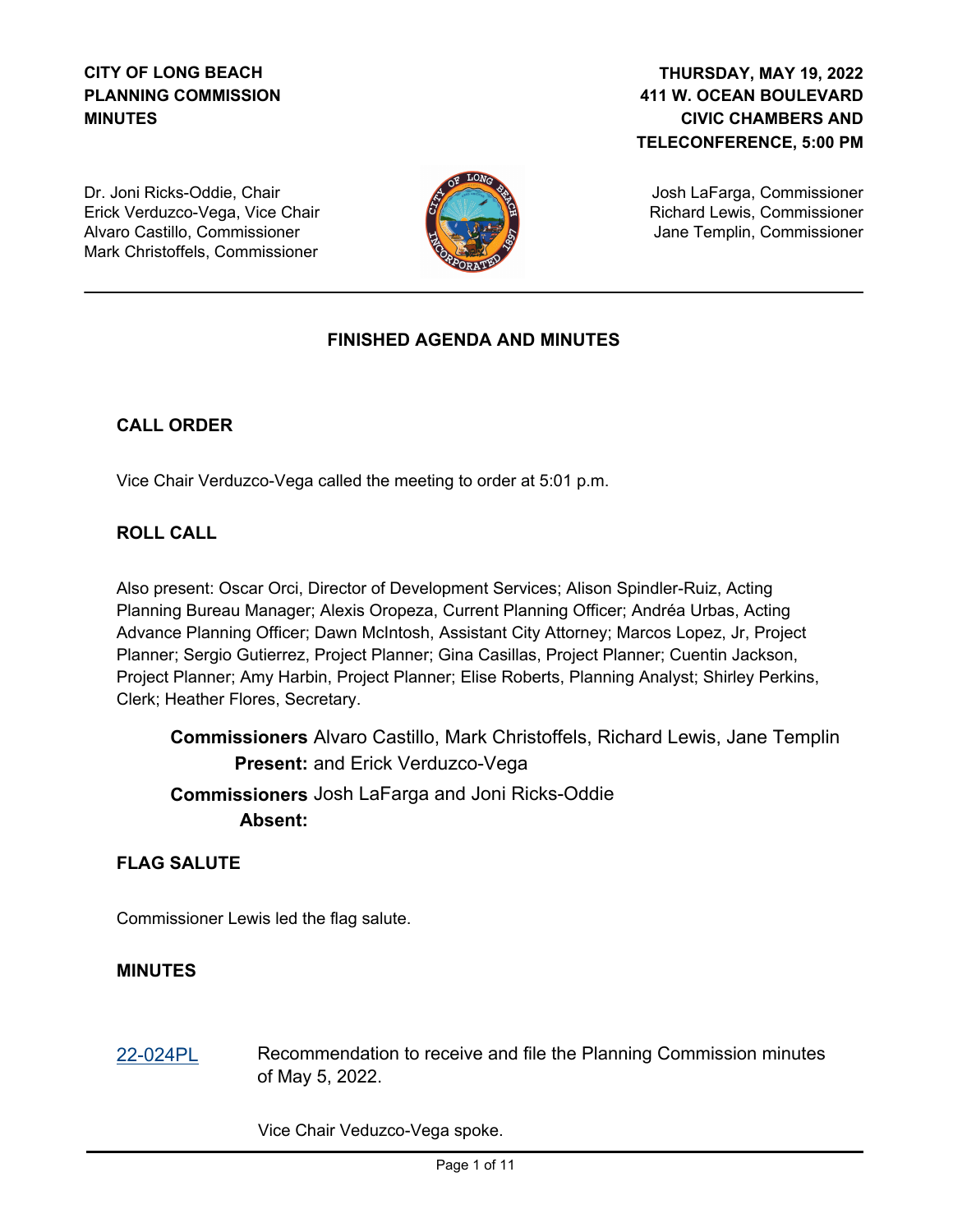**CITY OF LONG BEACH**
**PLANNING COMMISSION**
**MINUTES**

**THURSDAY, MAY 19, 2022**
**411 W. OCEAN BOULEVARD**
**CIVIC CHAMBERS AND**
**TELECONFERENCE, 5:00 PM**

Dr. Joni Ricks-Oddie, Chair
Erick Verduzco-Vega, Vice Chair
Alvaro Castillo, Commissioner
Mark Christoffels, Commissioner

Josh LaFarga, Commissioner
Richard Lewis, Commissioner
Jane Templin, Commissioner

---

## FINISHED AGENDA AND MINUTES

### CALL ORDER

Vice Chair Verduzco-Vega called the meeting to order at 5:01 p.m.

### ROLL CALL

Also present: Oscar Orci, Director of Development Services; Alison Spindler-Ruiz, Acting Planning Bureau Manager; Alexis Oropeza, Current Planning Officer; Andréa Urbas, Acting Advance Planning Officer; Dawn McIntosh, Assistant City Attorney; Marcos Lopez, Jr, Project Planner; Sergio Gutierrez, Project Planner; Gina Casillas, Project Planner; Cuentin Jackson, Project Planner; Amy Harbin, Project Planner; Elise Roberts, Planning Analyst; Shirley Perkins, Clerk; Heather Flores, Secretary.

**Commissioners Present:** Alvaro Castillo, Mark Christoffels, Richard Lewis, Jane Templin and Erick Verduzco-Vega

**Commissioners Absent:** Josh LaFarga and Joni Ricks-Oddie

### FLAG SALUTE

Commissioner Lewis led the flag salute.

### MINUTES

22-024PL — Recommendation to receive and file the Planning Commission minutes of May 5, 2022.

Vice Chair Veduzco-Vega spoke.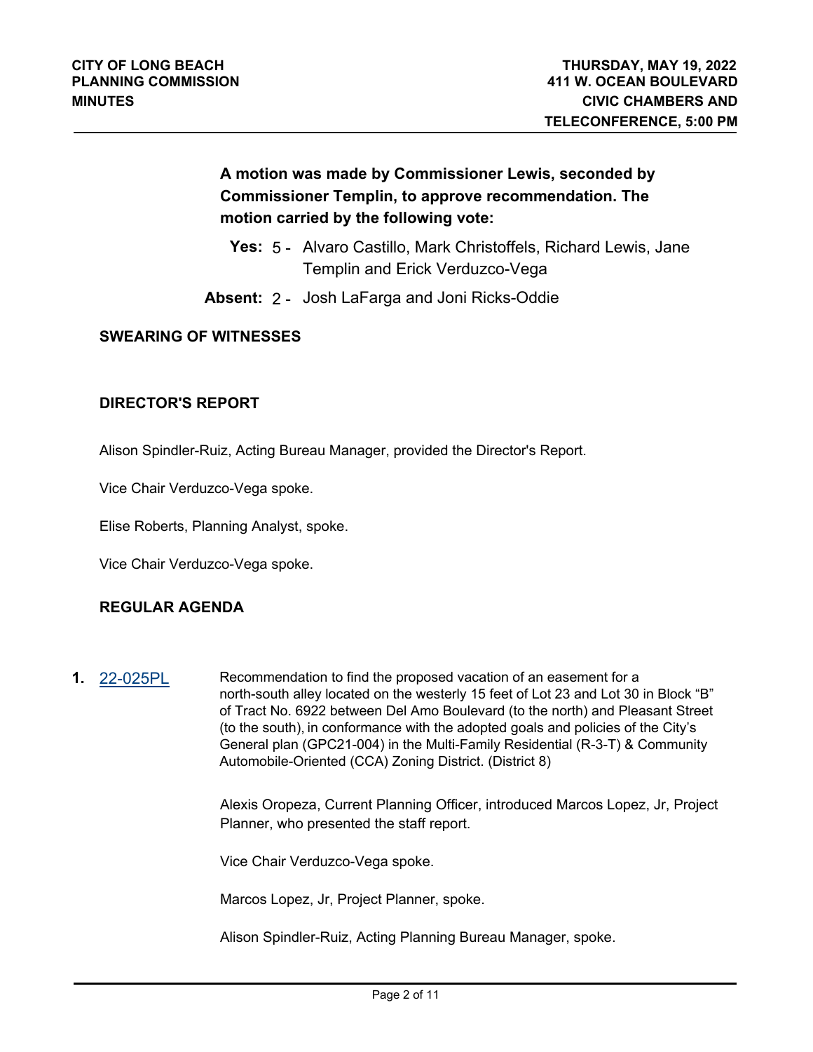**A motion was made by Commissioner Lewis, seconded by Commissioner Templin, to approve recommendation. The motion carried by the following vote:**

**Yes:** 5 - Alvaro Castillo, Mark Christoffels, Richard Lewis, Jane Templin and Erick Verduzco-Vega

**Absent:** 2 - Josh LaFarga and Joni Ricks-Oddie

## SWEARING OF WITNESSES

## DIRECTOR'S REPORT

Alison Spindler-Ruiz, Acting Bureau Manager, provided the Director's Report.

Vice Chair Verduzco-Vega spoke.

Elise Roberts, Planning Analyst, spoke.

Vice Chair Verduzco-Vega spoke.

## REGULAR AGENDA

**1.** [22-025PL](22-025PL) Recommendation to find the proposed vacation of an easement for a north-south alley located on the westerly 15 feet of Lot 23 and Lot 30 in Block "B" of Tract No. 6922 between Del Amo Boulevard (to the north) and Pleasant Street (to the south), in conformance with the adopted goals and policies of the City's General plan (GPC21-004) in the Multi-Family Residential (R-3-T) & Community Automobile-Oriented (CCA) Zoning District. (District 8)

Alexis Oropeza, Current Planning Officer, introduced Marcos Lopez, Jr, Project Planner, who presented the staff report.

Vice Chair Verduzco-Vega spoke.

Marcos Lopez, Jr, Project Planner, spoke.

Alison Spindler-Ruiz, Acting Planning Bureau Manager, spoke.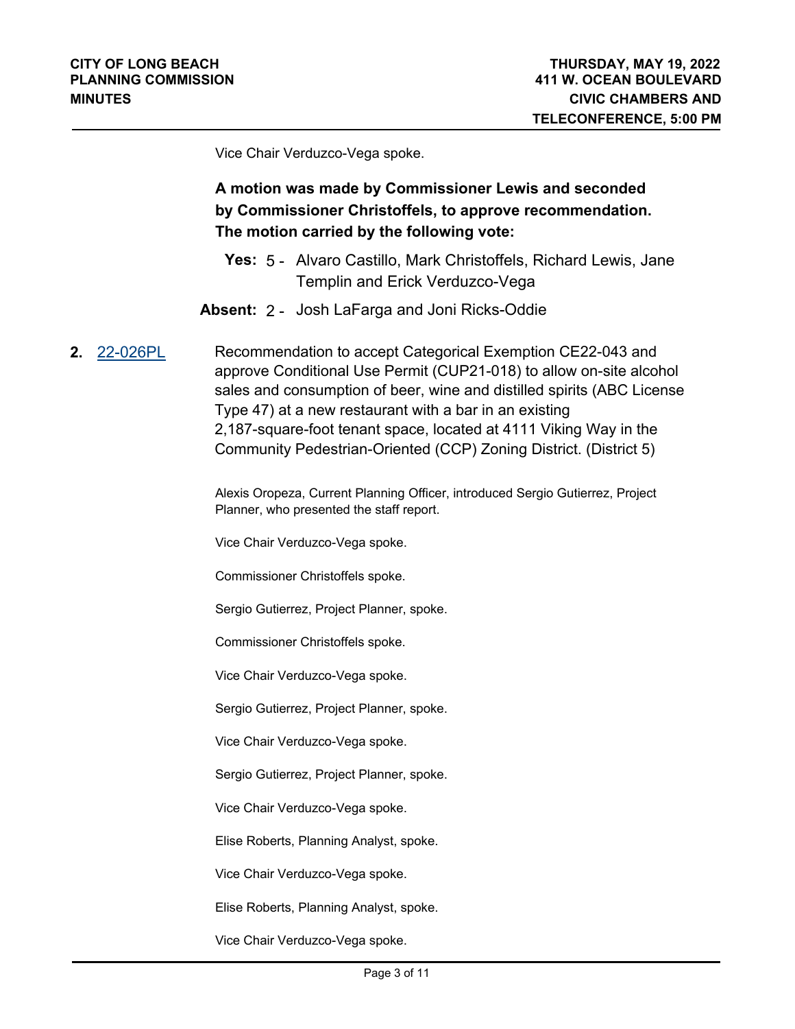Vice Chair Verduzco-Vega spoke.

**A motion was made by Commissioner Lewis and seconded by Commissioner Christoffels, to approve recommendation. The motion carried by the following vote:**

**Yes:** 5 - Alvaro Castillo, Mark Christoffels, Richard Lewis, Jane Templin and Erick Verduzco-Vega

**Absent:** 2 - Josh LaFarga and Joni Ricks-Oddie

**2.** 22-026PL

Recommendation to accept Categorical Exemption CE22-043 and approve Conditional Use Permit (CUP21-018) to allow on-site alcohol sales and consumption of beer, wine and distilled spirits (ABC License Type 47) at a new restaurant with a bar in an existing 2,187-square-foot tenant space, located at 4111 Viking Way in the Community Pedestrian-Oriented (CCP) Zoning District. (District 5)

Alexis Oropeza, Current Planning Officer, introduced Sergio Gutierrez, Project Planner, who presented the staff report.

Vice Chair Verduzco-Vega spoke.

Commissioner Christoffels spoke.

Sergio Gutierrez, Project Planner, spoke.

Commissioner Christoffels spoke.

Vice Chair Verduzco-Vega spoke.

Sergio Gutierrez, Project Planner, spoke.

Vice Chair Verduzco-Vega spoke.

Sergio Gutierrez, Project Planner, spoke.

Vice Chair Verduzco-Vega spoke.

Elise Roberts, Planning Analyst, spoke.

Vice Chair Verduzco-Vega spoke.

Elise Roberts, Planning Analyst, spoke.

Vice Chair Verduzco-Vega spoke.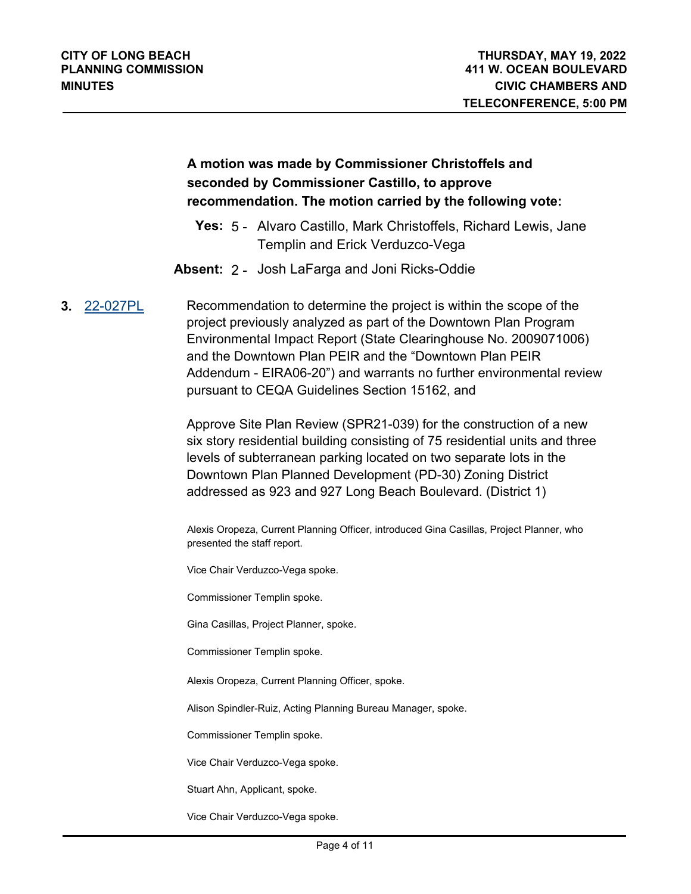**A motion was made by Commissioner Christoffels and seconded by Commissioner Castillo, to approve recommendation. The motion carried by the following vote:**

**Yes:** 5 - Alvaro Castillo, Mark Christoffels, Richard Lewis, Jane Templin and Erick Verduzco-Vega

**Absent:** 2 - Josh LaFarga and Joni Ricks-Oddie

**3.** [22-027PL]

Recommendation to determine the project is within the scope of the project previously analyzed as part of the Downtown Plan Program Environmental Impact Report (State Clearinghouse No. 2009071006) and the Downtown Plan PEIR and the "Downtown Plan PEIR Addendum - EIRA06-20") and warrants no further environmental review pursuant to CEQA Guidelines Section 15162, and

Approve Site Plan Review (SPR21-039) for the construction of a new six story residential building consisting of 75 residential units and three levels of subterranean parking located on two separate lots in the Downtown Plan Planned Development (PD-30) Zoning District addressed as 923 and 927 Long Beach Boulevard. (District 1)

Alexis Oropeza, Current Planning Officer, introduced Gina Casillas, Project Planner, who presented the staff report.

Vice Chair Verduzco-Vega spoke.

Commissioner Templin spoke.

Gina Casillas, Project Planner, spoke.

Commissioner Templin spoke.

Alexis Oropeza, Current Planning Officer, spoke.

Alison Spindler-Ruiz, Acting Planning Bureau Manager, spoke.

Commissioner Templin spoke.

Vice Chair Verduzco-Vega spoke.

Stuart Ahn, Applicant, spoke.

Vice Chair Verduzco-Vega spoke.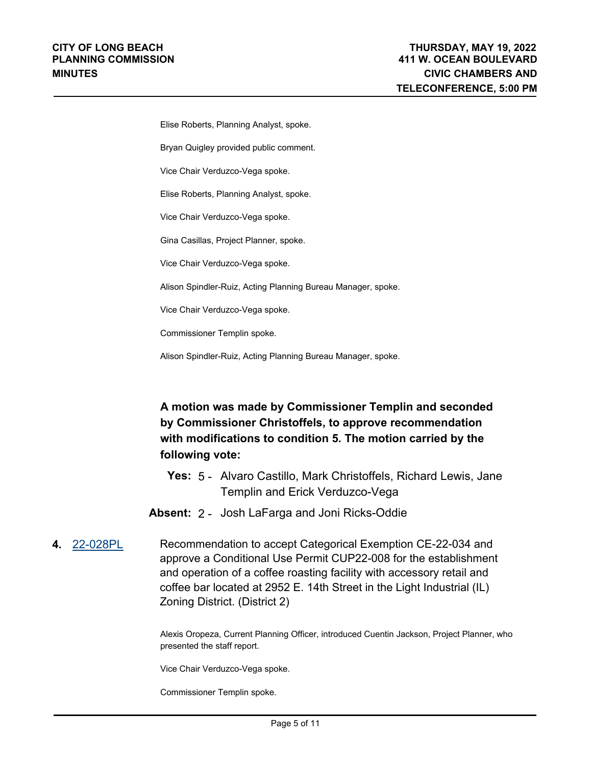Elise Roberts, Planning Analyst, spoke.

Bryan Quigley provided public comment.

Vice Chair Verduzco-Vega spoke.

Elise Roberts, Planning Analyst, spoke.

Vice Chair Verduzco-Vega spoke.

Gina Casillas, Project Planner, spoke.

Vice Chair Verduzco-Vega spoke.

Alison Spindler-Ruiz, Acting Planning Bureau Manager, spoke.

Vice Chair Verduzco-Vega spoke.

Commissioner Templin spoke.

Alison Spindler-Ruiz, Acting Planning Bureau Manager, spoke.

**A motion was made by Commissioner Templin and seconded by Commissioner Christoffels, to approve recommendation with modifications to condition 5. The motion carried by the following vote:**

**Yes:** 5 - Alvaro Castillo, Mark Christoffels, Richard Lewis, Jane Templin and Erick Verduzco-Vega

**Absent:** 2 - Josh LaFarga and Joni Ricks-Oddie

**4.** 22-028PL Recommendation to accept Categorical Exemption CE-22-034 and approve a Conditional Use Permit CUP22-008 for the establishment and operation of a coffee roasting facility with accessory retail and coffee bar located at 2952 E. 14th Street in the Light Industrial (IL) Zoning District. (District 2)

Alexis Oropeza, Current Planning Officer, introduced Cuentin Jackson, Project Planner, who presented the staff report.

Vice Chair Verduzco-Vega spoke.

Commissioner Templin spoke.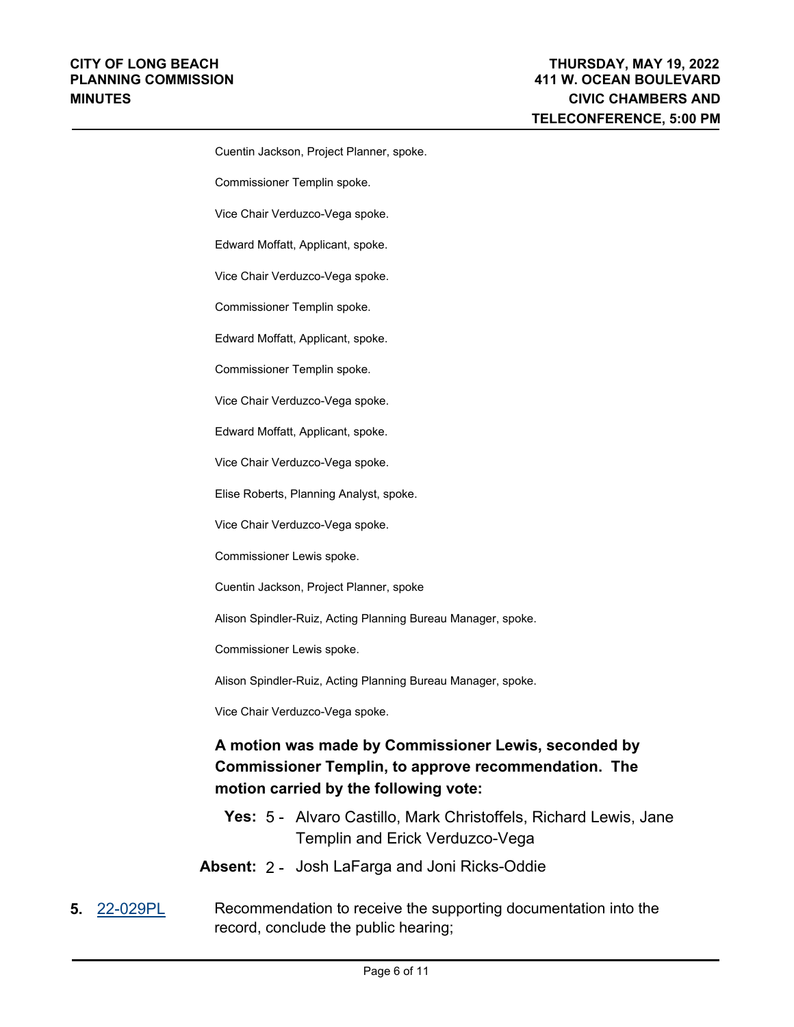Cuentin Jackson, Project Planner, spoke.

Commissioner Templin spoke.

Vice Chair Verduzco-Vega spoke.

Edward Moffatt, Applicant, spoke.

Vice Chair Verduzco-Vega spoke.

Commissioner Templin spoke.

Edward Moffatt, Applicant, spoke.

Commissioner Templin spoke.

Vice Chair Verduzco-Vega spoke.

Edward Moffatt, Applicant, spoke.

Vice Chair Verduzco-Vega spoke.

Elise Roberts, Planning Analyst, spoke.

Vice Chair Verduzco-Vega spoke.

Commissioner Lewis spoke.

Cuentin Jackson, Project Planner, spoke

Alison Spindler-Ruiz, Acting Planning Bureau Manager, spoke.

Commissioner Lewis spoke.

Alison Spindler-Ruiz, Acting Planning Bureau Manager, spoke.

Vice Chair Verduzco-Vega spoke.

**A motion was made by Commissioner Lewis, seconded by Commissioner Templin, to approve recommendation. The motion carried by the following vote:**

**Yes:** 5 - Alvaro Castillo, Mark Christoffels, Richard Lewis, Jane Templin and Erick Verduzco-Vega

**Absent:** 2 - Josh LaFarga and Joni Ricks-Oddie

**5.** 22-029PL Recommendation to receive the supporting documentation into the record, conclude the public hearing;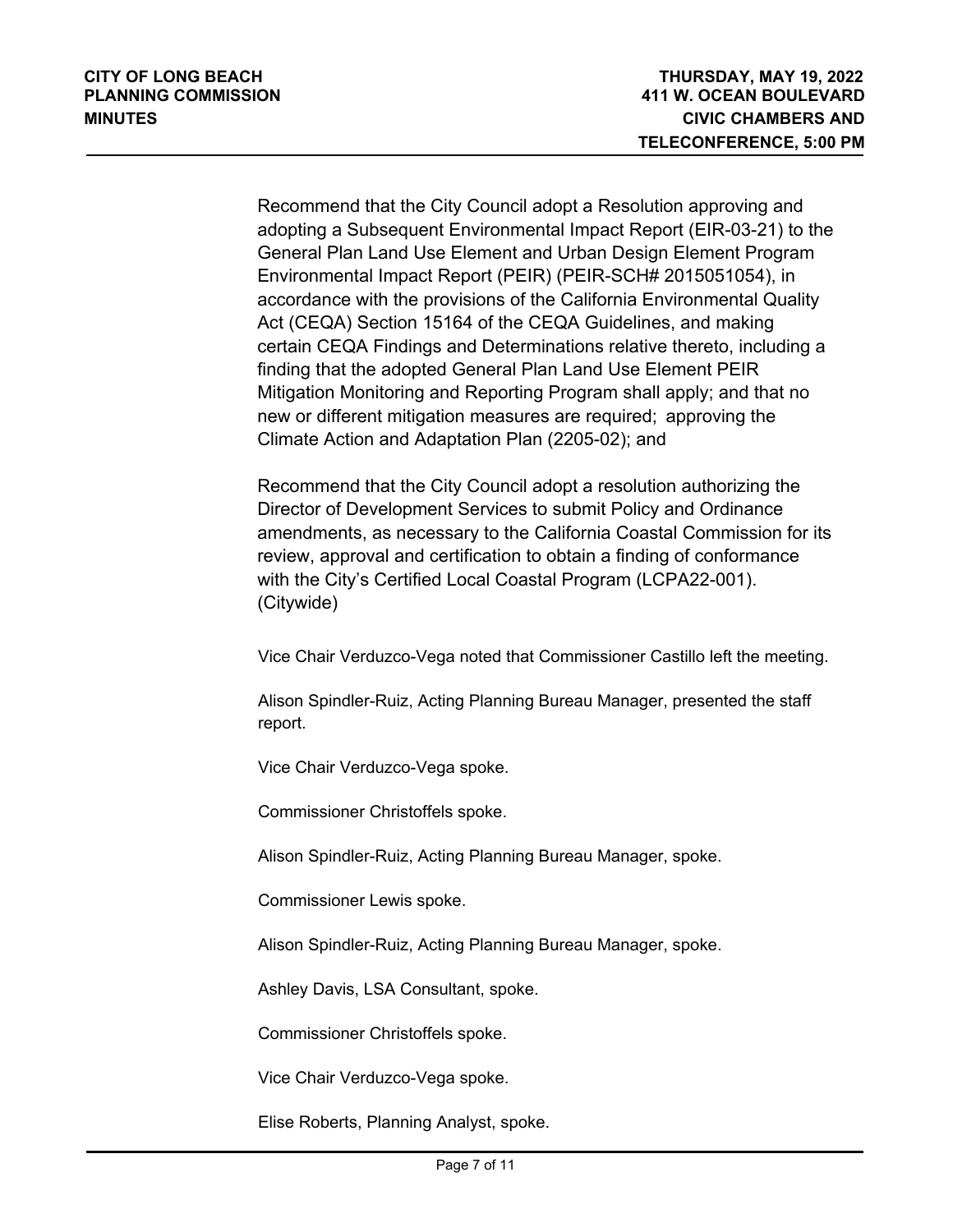Recommend that the City Council adopt a Resolution approving and adopting a Subsequent Environmental Impact Report (EIR-03-21) to the General Plan Land Use Element and Urban Design Element Program Environmental Impact Report (PEIR) (PEIR-SCH# 2015051054), in accordance with the provisions of the California Environmental Quality Act (CEQA) Section 15164 of the CEQA Guidelines, and making certain CEQA Findings and Determinations relative thereto, including a finding that the adopted General Plan Land Use Element PEIR Mitigation Monitoring and Reporting Program shall apply; and that no new or different mitigation measures are required; approving the Climate Action and Adaptation Plan (2205-02); and

Recommend that the City Council adopt a resolution authorizing the Director of Development Services to submit Policy and Ordinance amendments, as necessary to the California Coastal Commission for its review, approval and certification to obtain a finding of conformance with the City's Certified Local Coastal Program (LCPA22-001). (Citywide)

Vice Chair Verduzco-Vega noted that Commissioner Castillo left the meeting.

Alison Spindler-Ruiz, Acting Planning Bureau Manager, presented the staff report.

Vice Chair Verduzco-Vega spoke.

Commissioner Christoffels spoke.

Alison Spindler-Ruiz, Acting Planning Bureau Manager, spoke.

Commissioner Lewis spoke.

Alison Spindler-Ruiz, Acting Planning Bureau Manager, spoke.

Ashley Davis, LSA Consultant, spoke.

Commissioner Christoffels spoke.

Vice Chair Verduzco-Vega spoke.

Elise Roberts, Planning Analyst, spoke.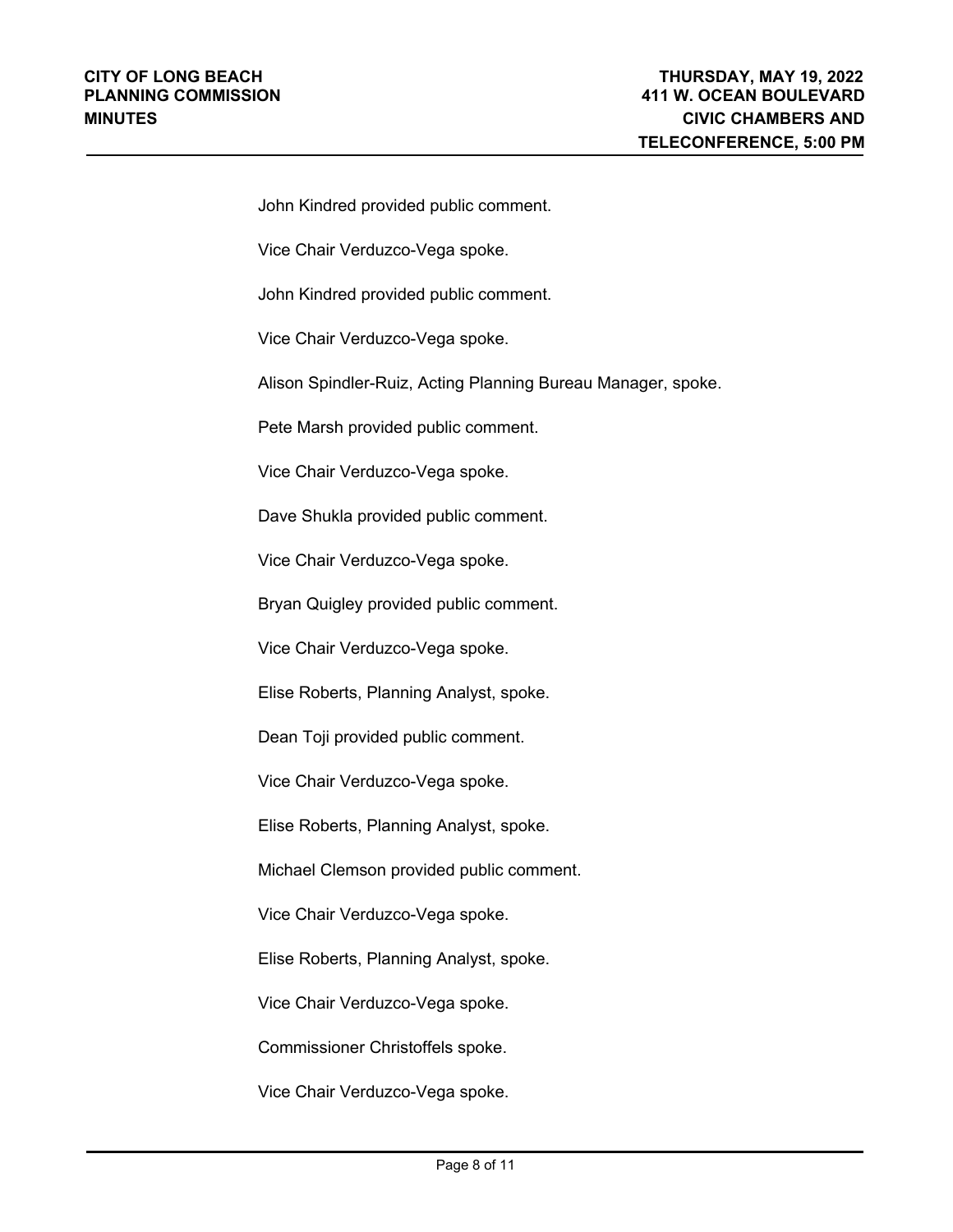John Kindred provided public comment.

Vice Chair Verduzco-Vega spoke.

John Kindred provided public comment.

Vice Chair Verduzco-Vega spoke.

Alison Spindler-Ruiz, Acting Planning Bureau Manager, spoke.

Pete Marsh provided public comment.

Vice Chair Verduzco-Vega spoke.

Dave Shukla provided public comment.

Vice Chair Verduzco-Vega spoke.

Bryan Quigley provided public comment.

Vice Chair Verduzco-Vega spoke.

Elise Roberts, Planning Analyst, spoke.

Dean Toji provided public comment.

Vice Chair Verduzco-Vega spoke.

Elise Roberts, Planning Analyst, spoke.

Michael Clemson provided public comment.

Vice Chair Verduzco-Vega spoke.

Elise Roberts, Planning Analyst, spoke.

Vice Chair Verduzco-Vega spoke.

Commissioner Christoffels spoke.

Vice Chair Verduzco-Vega spoke.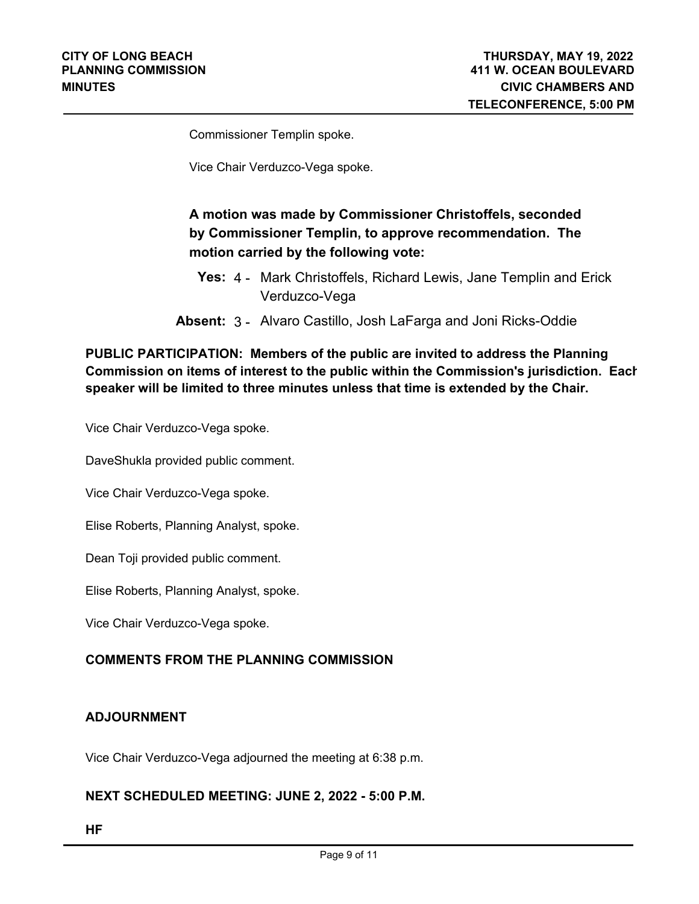Commissioner Templin spoke.

Vice Chair Verduzco-Vega spoke.

**A motion was made by Commissioner Christoffels, seconded by Commissioner Templin, to approve recommendation. The motion carried by the following vote:**

**Yes:** 4 - Mark Christoffels, Richard Lewis, Jane Templin and Erick Verduzco-Vega

**Absent:** 3 - Alvaro Castillo, Josh LaFarga and Joni Ricks-Oddie

**PUBLIC PARTICIPATION: Members of the public are invited to address the Planning Commission on items of interest to the public within the Commission's jurisdiction. Each speaker will be limited to three minutes unless that time is extended by the Chair.**

Vice Chair Verduzco-Vega spoke.

DaveShukla provided public comment.

Vice Chair Verduzco-Vega spoke.

Elise Roberts, Planning Analyst, spoke.

Dean Toji provided public comment.

Elise Roberts, Planning Analyst, spoke.

Vice Chair Verduzco-Vega spoke.

## COMMENTS FROM THE PLANNING COMMISSION

## ADJOURNMENT

Vice Chair Verduzco-Vega adjourned the meeting at 6:38 p.m.

## NEXT SCHEDULED MEETING: JUNE 2, 2022 - 5:00 P.M.

**HF**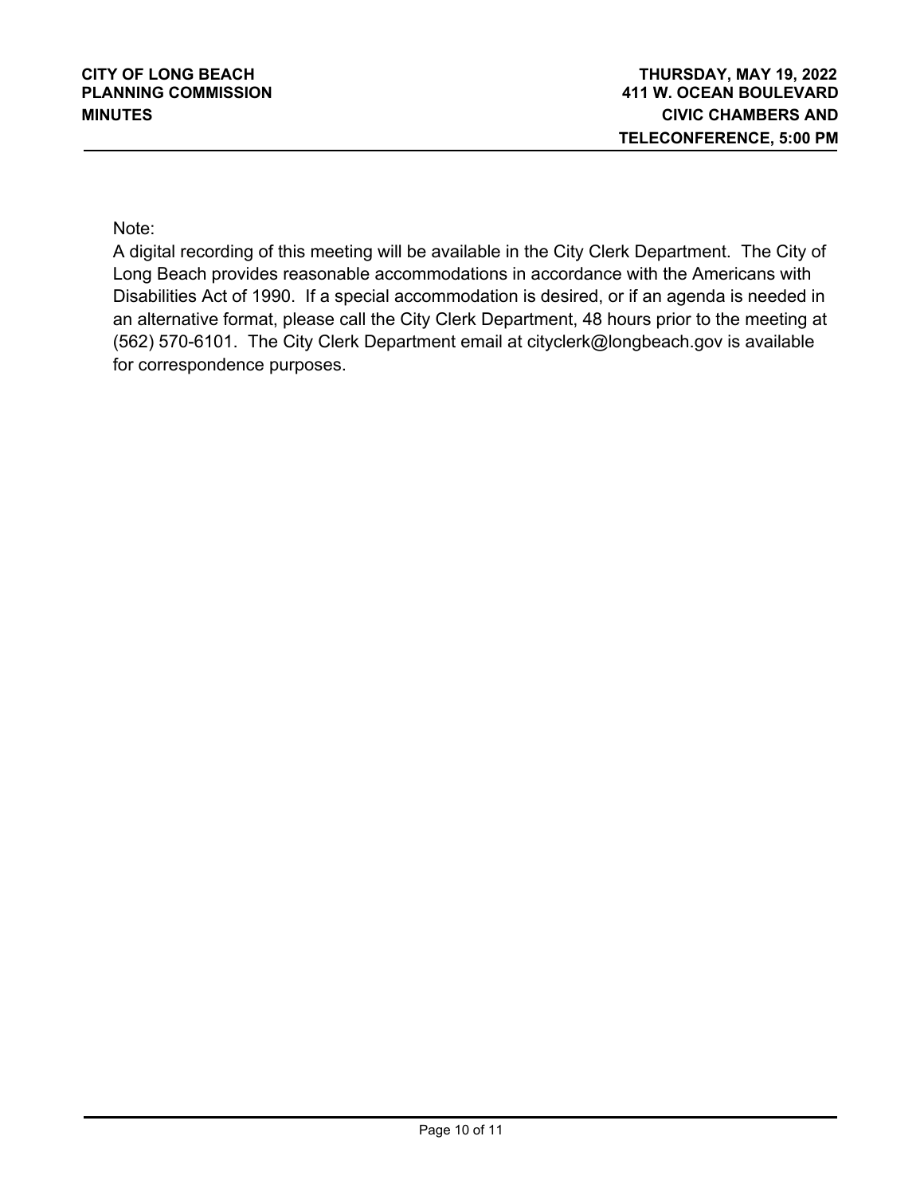Note:

A digital recording of this meeting will be available in the City Clerk Department. The City of Long Beach provides reasonable accommodations in accordance with the Americans with Disabilities Act of 1990. If a special accommodation is desired, or if an agenda is needed in an alternative format, please call the City Clerk Department, 48 hours prior to the meeting at (562) 570-6101. The City Clerk Department email at cityclerk@longbeach.gov is available for correspondence purposes.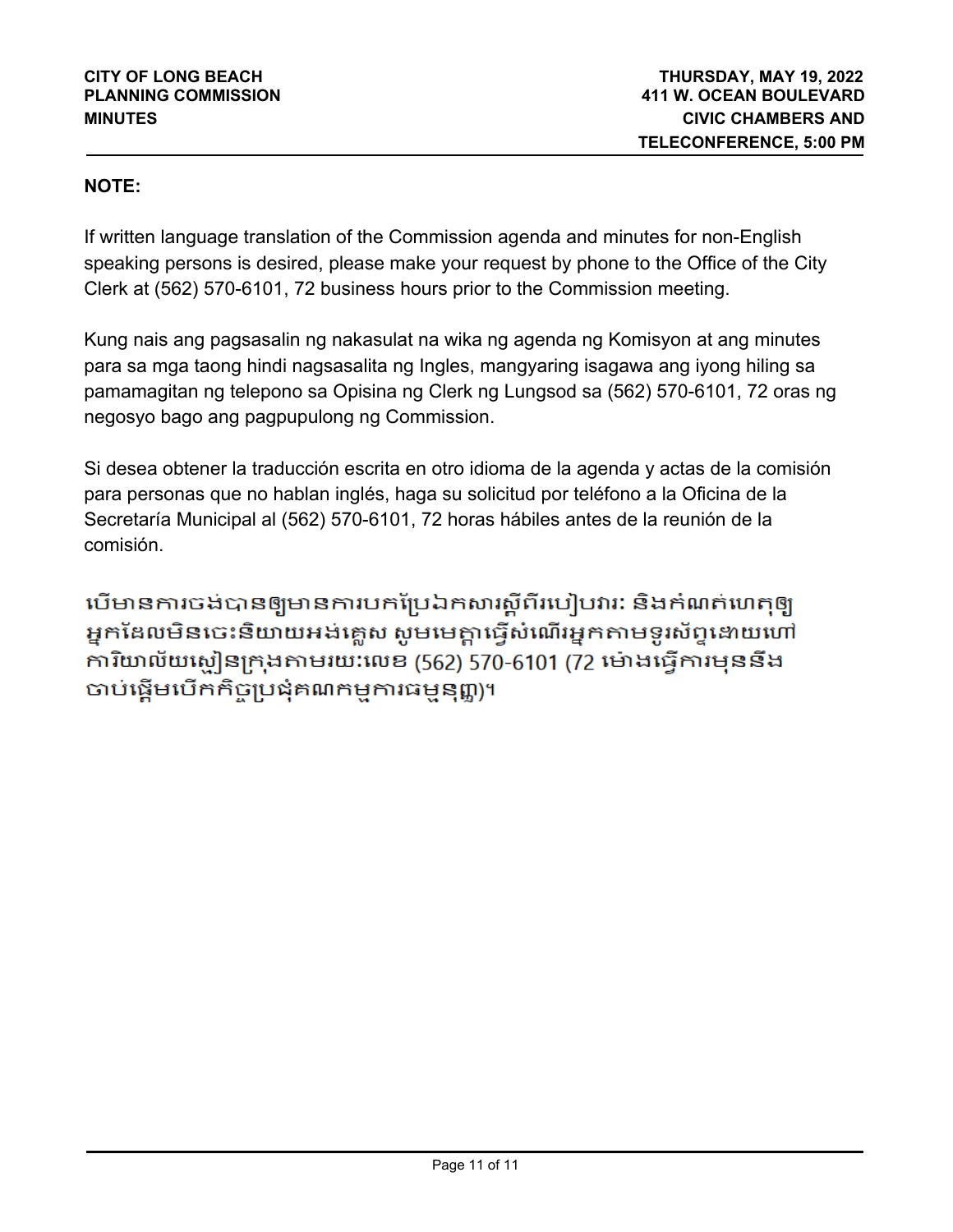**NOTE:**

If written language translation of the Commission agenda and minutes for non-English speaking persons is desired, please make your request by phone to the Office of the City Clerk at (562) 570-6101, 72 business hours prior to the Commission meeting.

Kung nais ang pagsasalin ng nakasulat na wika ng agenda ng Komisyon at ang minutes para sa mga taong hindi nagsasalita ng Ingles, mangyaring isagawa ang iyong hiling sa pamamagitan ng telepono sa Opisina ng Clerk ng Lungsod sa (562) 570-6101, 72 oras ng negosyo bago ang pagpupulong ng Commission.

Si desea obtener la traducción escrita en otro idioma de la agenda y actas de la comisión para personas que no hablan inglés, haga su solicitud por teléfono a la Oficina de la Secretaría Municipal al (562) 570-6101, 72 horas hábiles antes de la reunión de la comisión.

បើមានការចង់បានឲ្យមានការបកប្រែឯកសារស្ដីពីរបៀបវារៈ និងកំណត់ហេតុឲ្យអ្នកដែលមិនចេះនិយាយអង់គ្លេស សូមមេត្តាធ្វើសំណើរអ្នកតាមទូរស័ព្ទដោយហៅការិយាល័យស្មៀនក្រុងតាមរយៈលេខ (562) 570-6101 (72 ម៉ោងធ្វើការមុននឹងចាប់ផ្ដើមបើកកិច្ចប្រជុំគណកម្មការធម្មនុញ្ញ)។